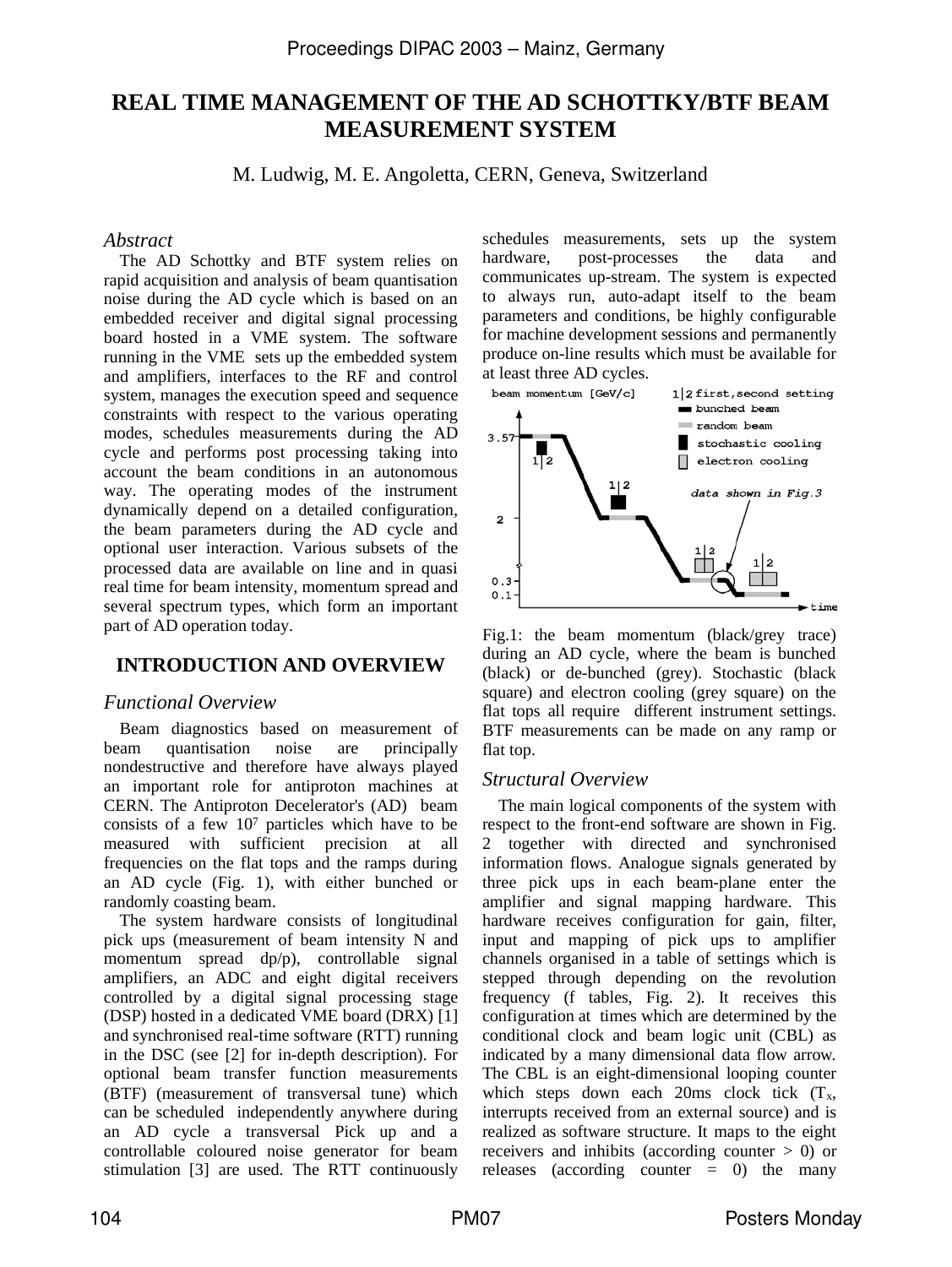# REAL TIME MANAGEMENT OF THE AD SCHOTTKY/BTF BEAM MEASUREMENT SYSTEM

M. Ludwig, M. E. Angoletta, CERN, Geneva, Switzerland

## *Abstract*

The AD Schottky and BTF system relies on rapid acquisition and analysis of beam quantisation noise during the AD cycle which is based on an embedded receiver and digital signal processing board hosted in a VME system. The software running in the VME sets up the embedded system and amplifiers, interfaces to the RF and control system, manages the execution speed and sequence constraints with respect to the various operating modes, schedules measurements during the AD cycle and performs post processing taking into account the beam conditions in an autonomous way. The operating modes of the instrument dynamically depend on a detailed configuration, the beam parameters during the AD cycle and optional user interaction. Various subsets of the processed data are available on line and in quasi real time for beam intensity, momentum spread and several spectrum types, which form an important part of AD operation today.

## INTRODUCTION AND OVERVIEW

### *Functional Overview*

Beam diagnostics based on measurement of beam quantisation noise are principally nondestructive and therefore have always played an important role for antiproton machines at CERN. The Antiproton Decelerator's (AD) beam consists of a few $10^7$ particles which have to be measured with sufficient precision at all frequencies on the flat tops and the ramps during an AD cycle (Fig. 1), with either bunched or randomly coasting beam.

The system hardware consists of longitudinal pick ups (measurement of beam intensity N and momentum spread dp/p), controllable signal amplifiers, an ADC and eight digital receivers controlled by a digital signal processing stage (DSP) hosted in a dedicated VME board (DRX) [1] and synchronised real-time software (RTT) running in the DSC (see [2] for in-depth description). For optional beam transfer function measurements (BTF) (measurement of transversal tune) which can be scheduled independently anywhere during an AD cycle a transversal Pick up and a controllable coloured noise generator for beam stimulation [3] are used. The RTT continuously schedules measurements, sets up the system hardware, post-processes the data and communicates up-stream. The system is expected to always run, auto-adapt itself to the beam parameters and conditions, be highly configurable for machine development sessions and permanently produce on-line results which must be available for at least three AD cycles.

Fig.1: the beam momentum (black/grey trace) during an AD cycle, where the beam is bunched (black) or de-bunched (grey). Stochastic (black square) and electron cooling (grey square) on the flat tops all require different instrument settings. BTF measurements can be made on any ramp or flat top.

### *Structural Overview*

The main logical components of the system with respect to the front-end software are shown in Fig. 2 together with directed and synchronised information flows. Analogue signals generated by three pick ups in each beam-plane enter the amplifier and signal mapping hardware. This hardware receives configuration for gain, filter, input and mapping of pick ups to amplifier channels organised in a table of settings which is stepped through depending on the revolution frequency (f tables, Fig. 2). It receives this configuration at times which are determined by the conditional clock and beam logic unit (CBL) as indicated by a many dimensional data flow arrow. The CBL is an eight-dimensional looping counter which steps down each 20ms clock tick ($T_x$, interrupts received from an external source) and is realized as software structure. It maps to the eight receivers and inhibits (according counter > 0) or releases (according counter = 0) the many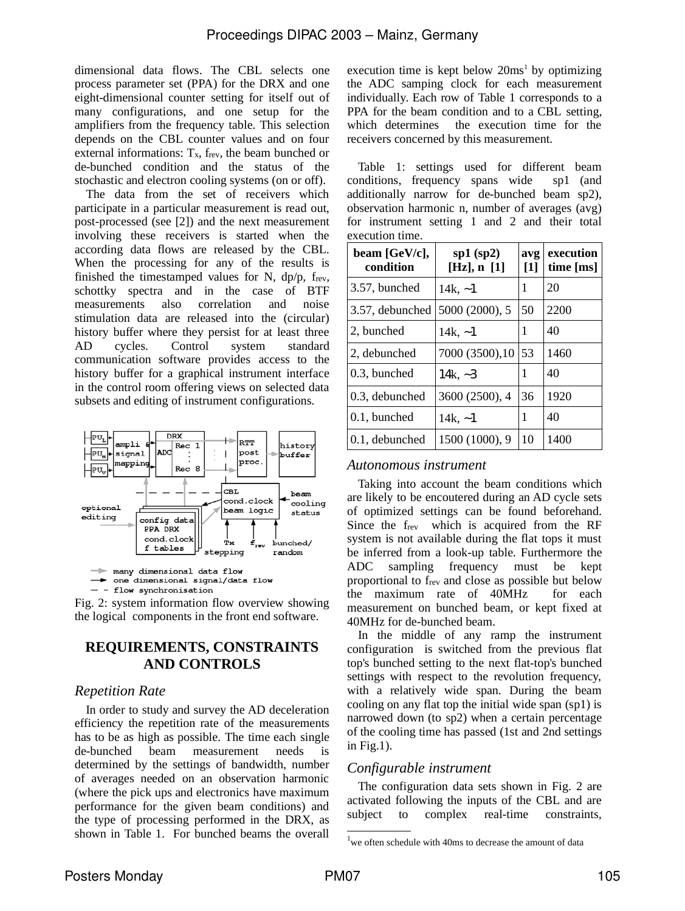dimensional data flows. The CBL selects one process parameter set (PPA) for the DRX and one eight-dimensional counter setting for itself out of many configurations, and one setup for the amplifiers from the frequency table. This selection depends on the CBL counter values and on four external informations: $T_x$, $f_{rev}$, the beam bunched or de-bunched condition and the status of the stochastic and electron cooling systems (on or off).

The data from the set of receivers which participate in a particular measurement is read out, post-processed (see [2]) and the next measurement involving these receivers is started when the according data flows are released by the CBL. When the processing for any of the results is finished the timestamped values for N, dp/p, $f_{rev}$, schottky spectra and in the case of BTF measurements also correlation and noise stimulation data are released into the (circular) history buffer where they persist for at least three AD cycles. Control system standard communication software provides access to the history buffer for a graphical instrument interface in the control room offering views on selected data subsets and editing of instrument configurations.

Fig. 2: system information flow overview showing the logical components in the front end software.

## REQUIREMENTS, CONSTRAINTS AND CONTROLS

### *Repetition Rate*

In order to study and survey the AD deceleration efficiency the repetition rate of the measurements has to be as high as possible. The time each single de-bunched beam measurement needs is determined by the settings of bandwidth, number of averages needed on an observation harmonic (where the pick ups and electronics have maximum performance for the given beam conditions) and the type of processing performed in the DRX, as shown in Table 1. For bunched beams the overall execution time is kept below 20ms[1] by optimizing the ADC samping clock for each measurement individually. Each row of Table 1 corresponds to a PPA for the beam condition and to a CBL setting, which determines the execution time for the receivers concerned by this measurement.

Table 1: settings used for different beam conditions, frequency spans wide sp1 (and additionally narrow for de-bunched beam sp2), observation harmonic n, number of averages (avg) for instrument setting 1 and 2 and their total execution time.

| beam [GeV/c], condition | sp1 (sp2) [Hz], n [1] | avg [1] | execution time [ms] |
|---|---|---|---|
| 3.57, bunched | 14k, ~1 | 1 | 20 |
| 3.57, debunched | 5000 (2000), 5 | 50 | 2200 |
| 2, bunched | 14k, ~1 | 1 | 40 |
| 2, debunched | 7000 (3500),10 | 53 | 1460 |
| 0.3, bunched | 14k, ~3 | 1 | 40 |
| 0.3, debunched | 3600 (2500), 4 | 36 | 1920 |
| 0.1, bunched | 14k, ~1 | 1 | 40 |
| 0.1, debunched | 1500 (1000), 9 | 10 | 1400 |

### *Autonomous instrument*

Taking into account the beam conditions which are likely to be encountered during an AD cycle sets of optimized settings can be found beforehand. Since the $f_{rev}$ which is acquired from the RF system is not available during the flat tops it must be inferred from a look-up table. Furthermore the ADC sampling frequency must be kept proportional to $f_{rev}$ and close as possible but below the maximum rate of 40MHz for each measurement on bunched beam, or kept fixed at 40MHz for de-bunched beam.

In the middle of any ramp the instrument configuration is switched from the previous flat top's bunched setting to the next flat-top's bunched settings with respect to the revolution frequency, with a relatively wide span. During the beam cooling on any flat top the initial wide span (sp1) is narrowed down (to sp2) when a certain percentage of the cooling time has passed (1st and 2nd settings in Fig.1).

### *Configurable instrument*

The configuration data sets shown in Fig. 2 are activated following the inputs of the CBL and are subject to complex real-time constraints,

[1] we often schedule with 40ms to decrease the amount of data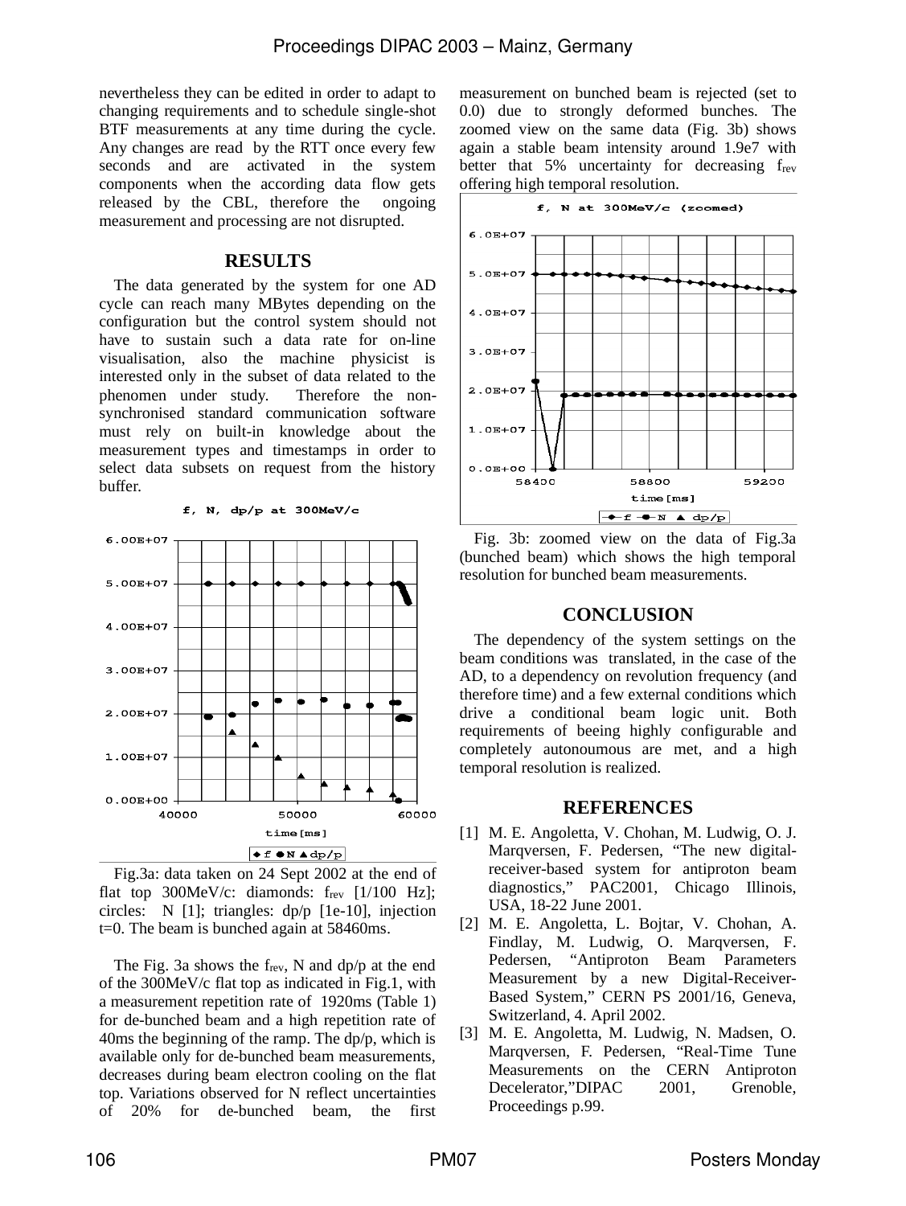nevertheless they can be edited in order to adapt to changing requirements and to schedule single-shot BTF measurements at any time during the cycle. Any changes are read by the RTT once every few seconds and are activated in the system components when the according data flow gets released by the CBL, therefore the ongoing measurement and processing are not disrupted.

## RESULTS

The data generated by the system for one AD cycle can reach many MBytes depending on the configuration but the control system should not have to sustain such a data rate for on-line visualisation, also the machine physicist is interested only in the subset of data related to the phenomen under study. Therefore the non-synchronised standard communication software must rely on built-in knowledge about the measurement types and timestamps in order to select data subsets on request from the history buffer.

f, N, dp/p at 300MeV/c

6.00E+07
5.00E+07
4.00E+07
3.00E+07
2.00E+07
1.00E+07
0.00E+00
40000
50000
60000
time[ms]
◆f ●N ▲dp/p

Fig.3a: data taken on 24 Sept 2002 at the end of flat top 300MeV/c: diamonds: $f_{rev}$ [1/100 Hz]; circles: N [1]; triangles: dp/p [1e-10], injection t=0. The beam is bunched again at 58460ms.

The Fig. 3a shows the $f_{rev}$, N and dp/p at the end of the 300MeV/c flat top as indicated in Fig.1, with a measurement repetition rate of 1920ms (Table 1) for de-bunched beam and a high repetition rate of 40ms the beginning of the ramp. The dp/p, which is available only for de-bunched beam measurements, decreases during beam electron cooling on the flat top. Variations observed for N reflect uncertainties of 20% for de-bunched beam, the first measurement on bunched beam is rejected (set to 0.0) due to strongly deformed bunches. The zoomed view on the same data (Fig. 3b) shows again a stable beam intensity around 1.9e7 with better that 5% uncertainty for decreasing $f_{rev}$ offering high temporal resolution.

f, N at 300MeV/c (zoomed)

6.0E+07
5.0E+07
4.0E+07
3.0E+07
2.0E+07
1.0E+07
0.0E+00
58400
58800
59200
time[ms]
—◆—f —●—N ▲ dp/p

Fig. 3b: zoomed view on the data of Fig.3a (bunched beam) which shows the high temporal resolution for bunched beam measurements.

## CONCLUSION

The dependency of the system settings on the beam conditions was translated, in the case of the AD, to a dependency on revolution frequency (and therefore time) and a few external conditions which drive a conditional beam logic unit. Both requirements of beeing highly configurable and completely autonoumous are met, and a high temporal resolution is realized.

## REFERENCES

[1] M. E. Angoletta, V. Chohan, M. Ludwig, O. J. Marqversen, F. Pedersen, "The new digital-receiver-based system for antiproton beam diagnostics," PAC2001, Chicago Illinois, USA, 18-22 June 2001.

[2] M. E. Angoletta, L. Bojtar, V. Chohan, A. Findlay, M. Ludwig, O. Marqversen, F. Pedersen, "Antiproton Beam Parameters Measurement by a new Digital-Receiver-Based System," CERN PS 2001/16, Geneva, Switzerland, 4. April 2002.

[3] M. E. Angoletta, M. Ludwig, N. Madsen, O. Marqversen, F. Pedersen, "Real-Time Tune Measurements on the CERN Antiproton Decelerator,"DIPAC 2001, Grenoble, Proceedings p.99.